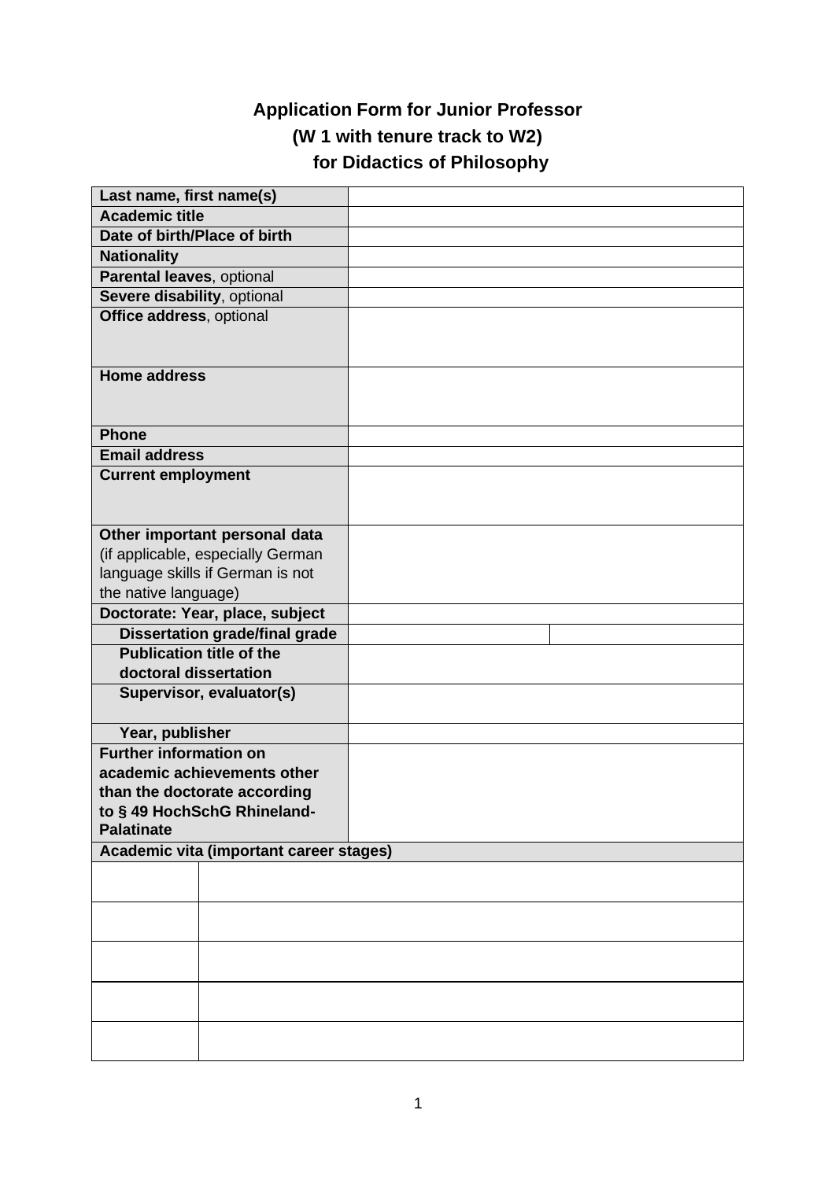# Application Form for Junior Professor
## (W 1 with tenure track to W2)
## for Didactics of Philosophy

| | | |
|---|---|---|
| **Last name, first name(s)** | | |
| **Academic title** | | |
| **Date of birth/Place of birth** | | |
| **Nationality** | | |
| **Parental leaves**, optional | | |
| **Severe disability**, optional | | |
| **Office address**, optional | | |
| **Home address** | | |
| **Phone** | | |
| **Email address** | | |
| **Current employment** | | |
| **Other important personal data** (if applicable, especially German language skills if German is not the native language) | | |
| **Doctorate: Year, place, subject** | | |
| **Dissertation grade/final grade** | | |
| **Publication title of the doctoral dissertation** | | |
| **Supervisor, evaluator(s)** | | |
| **Year, publisher** | | |
| **Further information on academic achievements other than the doctorate according to § 49 HochSchG Rhineland-Palatinate** | | |

| **Academic vita (important career stages)** | |
|---|---|
| | |
| | |
| | |
| | |
| | |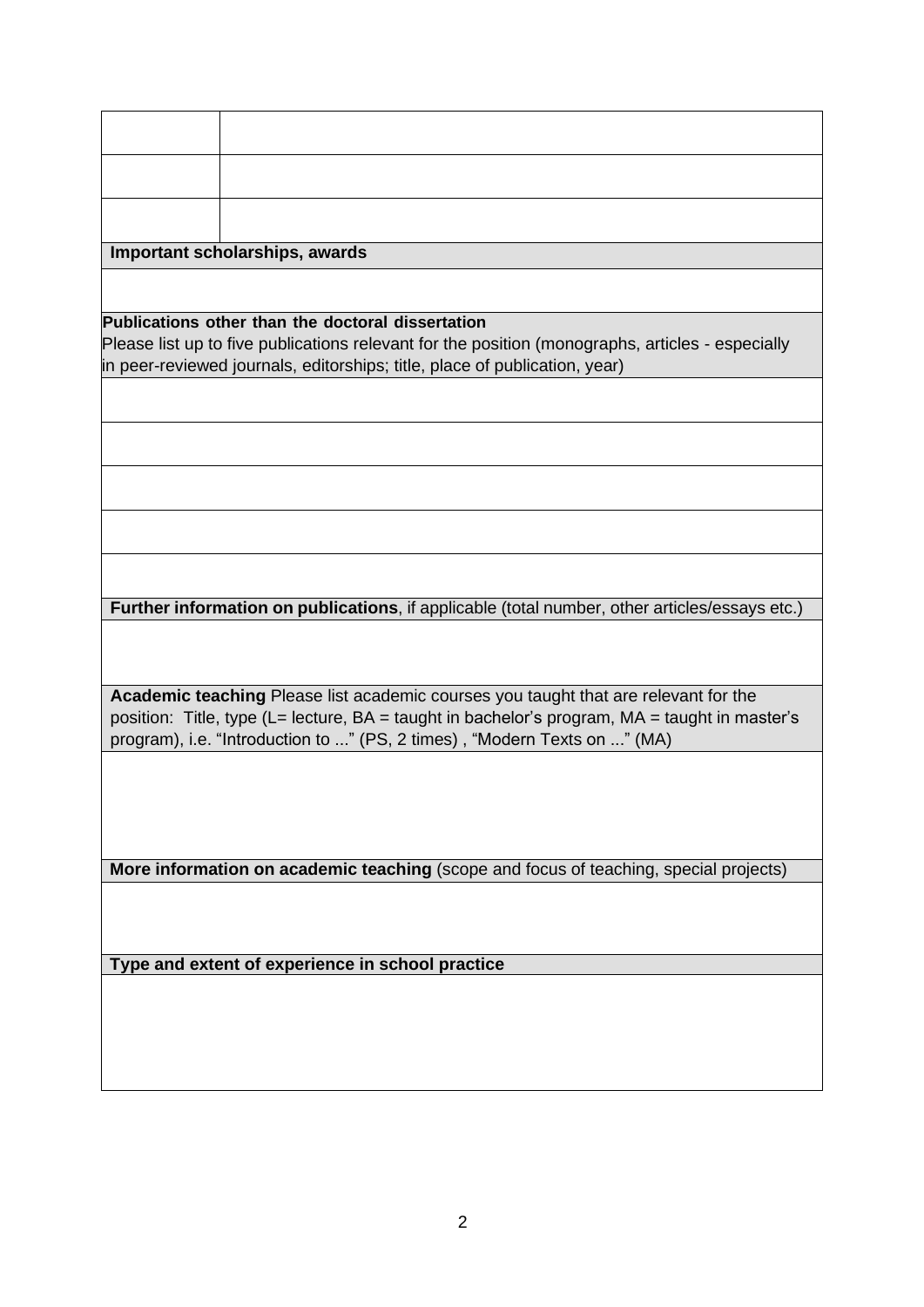| | |
|---|---|
| | |
| | |
| | |

**Important scholarships, awards**

**Publications other than the doctoral dissertation**
Please list up to five publications relevant for the position (monographs, articles - especially in peer-reviewed journals, editorships; title, place of publication, year)

|  |
|---|
|  |
|  |
|  |
|  |
|  |

**Further information on publications**, if applicable (total number, other articles/essays etc.)

**Academic teaching** Please list academic courses you taught that are relevant for the position: Title, type (L= lecture, BA = taught in bachelor's program, MA = taught in master's program), i.e. "Introduction to ..." (PS, 2 times) , "Modern Texts on ..." (MA)

**More information on academic teaching** (scope and focus of teaching, special projects)

**Type and extent of experience in school practice**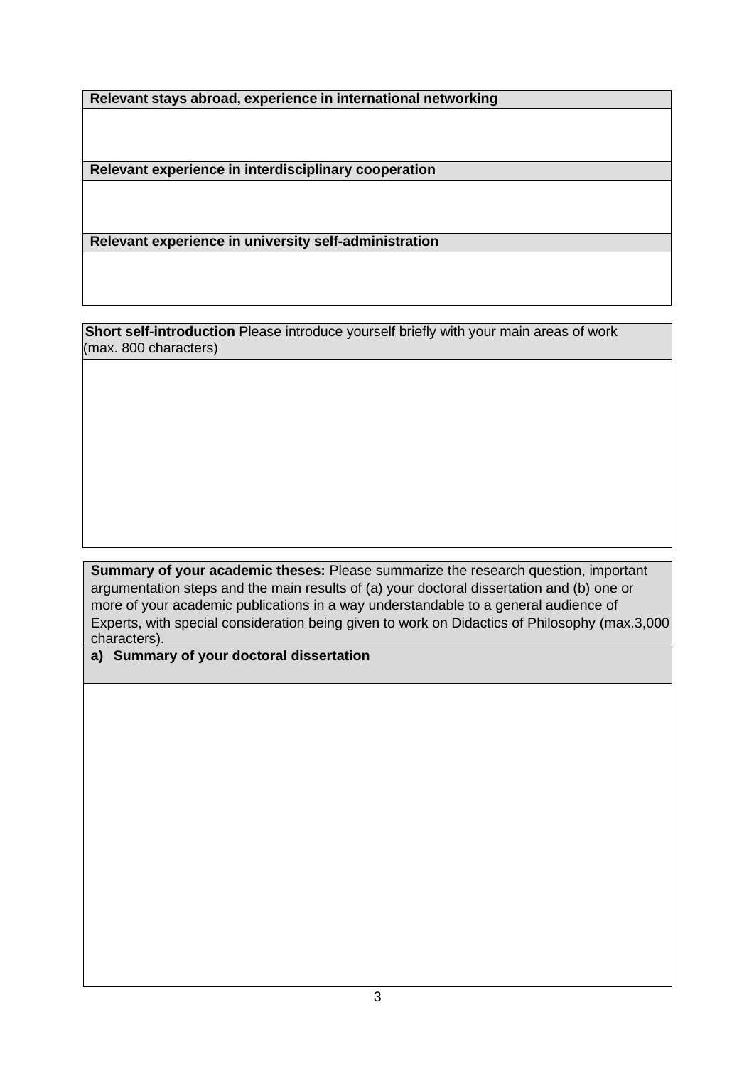| Relevant stays abroad, experience in international networking |
| --- |
| |

| Relevant experience in interdisciplinary cooperation |
| --- |
| |

| Relevant experience in university self-administration |
| --- |
| |

| **Short self-introduction** Please introduce yourself briefly with your main areas of work (max. 800 characters) |
| --- |
| |

| **Summary of your academic theses:** Please summarize the research question, important argumentation steps and the main results of (a) your doctoral dissertation and (b) one or more of your academic publications in a way understandable to a general audience of Experts, with special consideration being given to work on Didactics of Philosophy (max.3,000 characters). |
| --- |
| **a) Summary of your doctoral dissertation** |
| |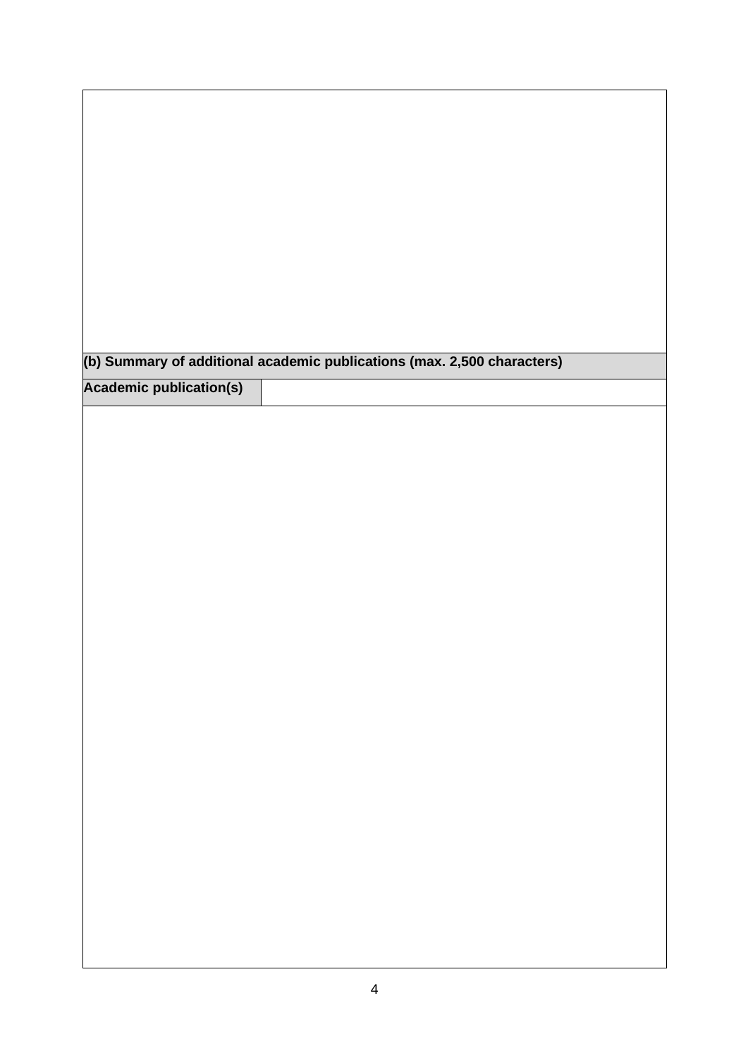**(b) Summary of additional academic publications (max. 2,500 characters)**

| Academic publication(s) | |
| --- | --- |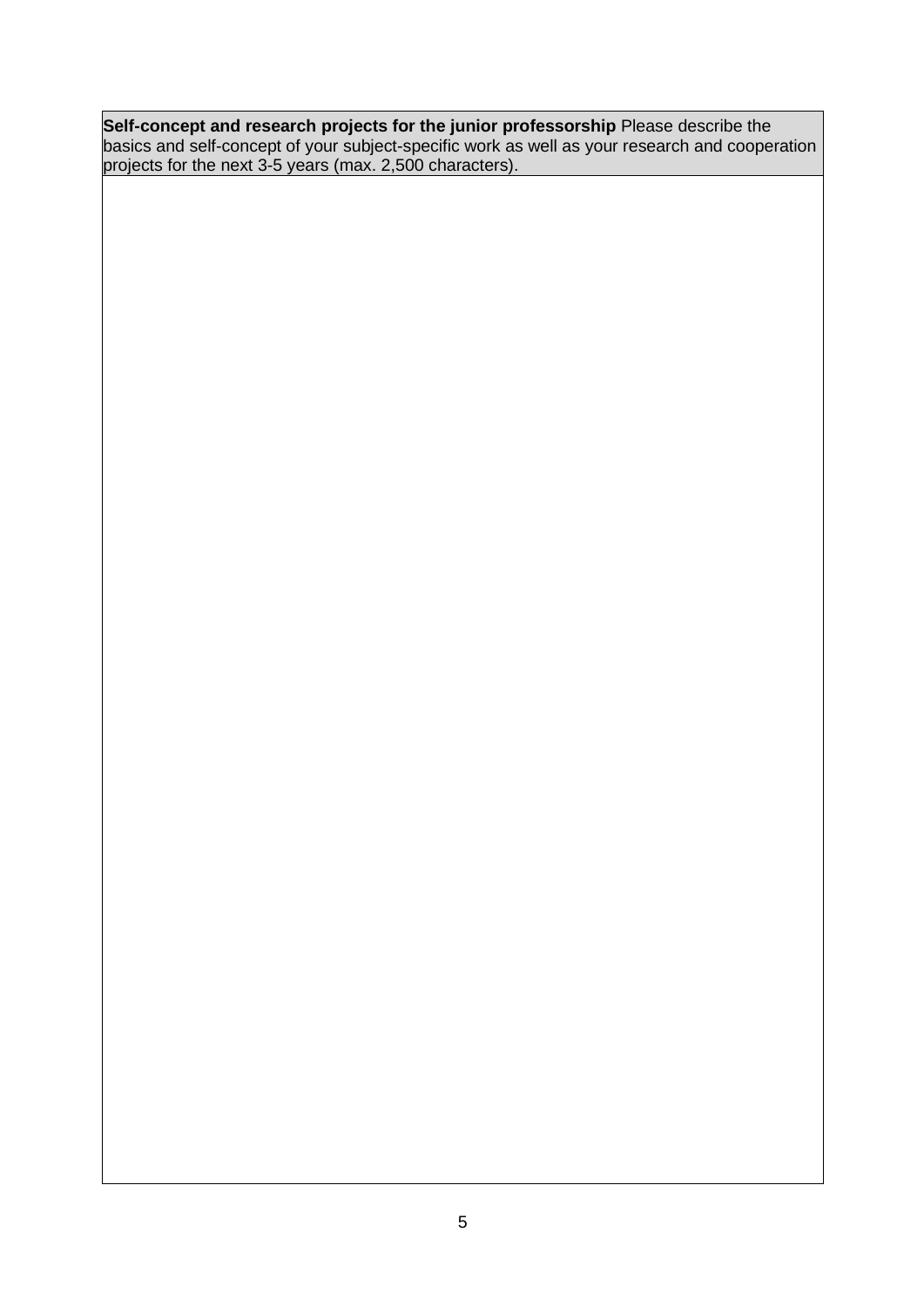| **Self-concept and research projects for the junior professorship** Please describe the basics and self-concept of your subject-specific work as well as your research and cooperation projects for the next 3-5 years (max. 2,500 characters). |
| --- |
| |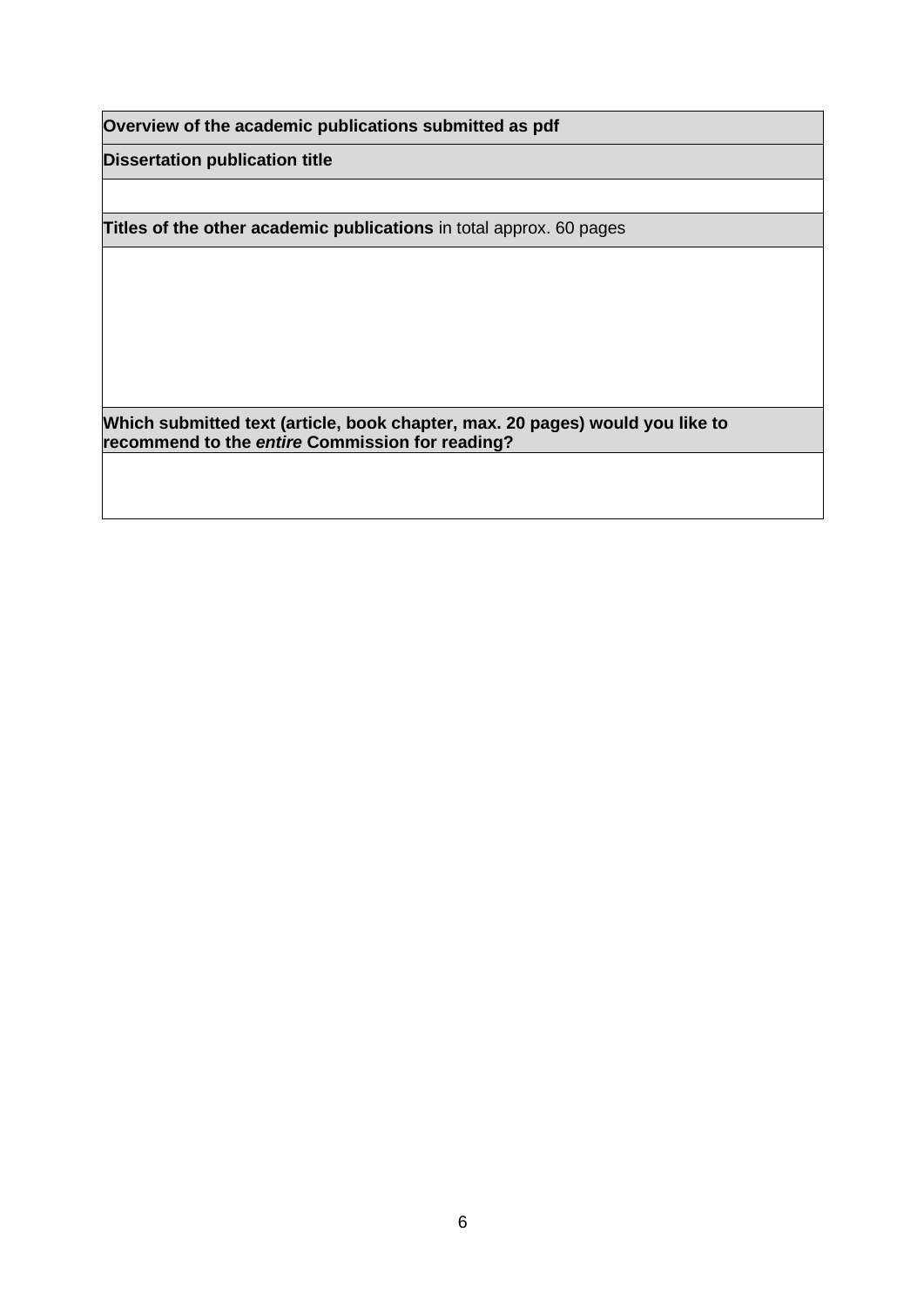| **Overview of the academic publications submitted as pdf** |
| --- |
| **Dissertation publication title** |
| |
| **Titles of the other academic publications** in total approx. 60 pages |
| |
| **Which submitted text (article, book chapter, max. 20 pages) would you like to recommend to the *entire* Commission for reading?** |
| |